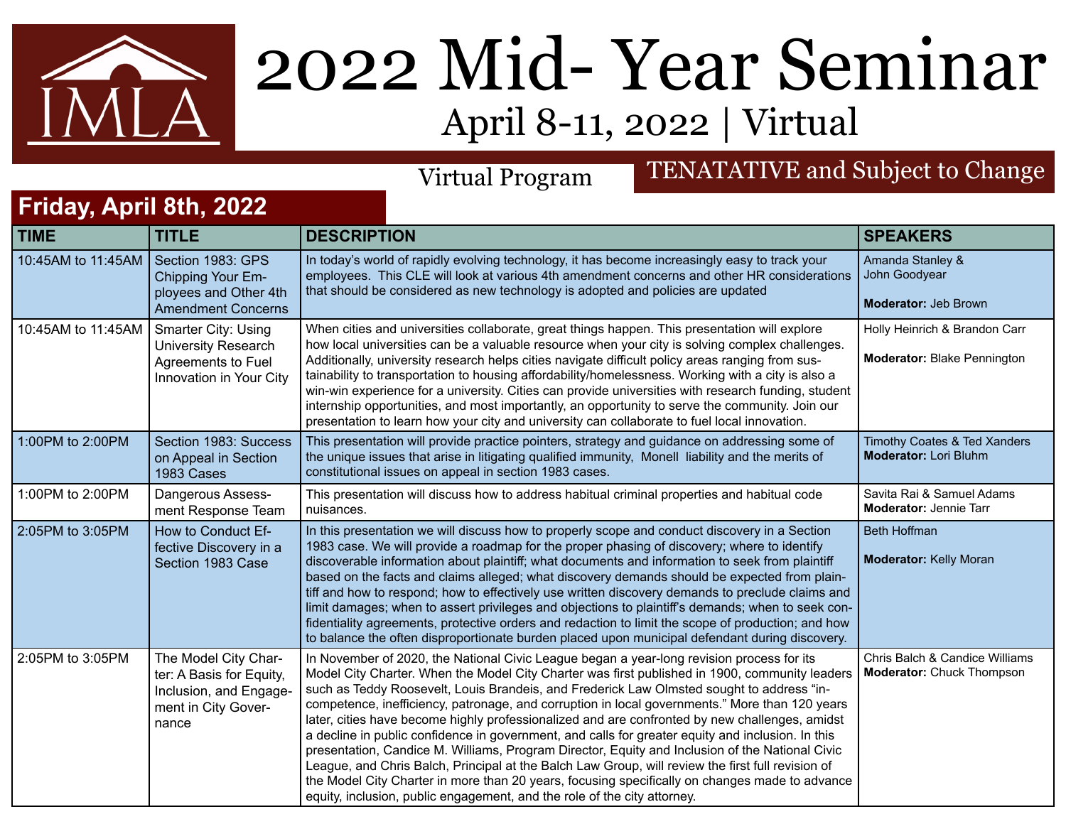IMLA

# 2022 Mid- Year Seminar

## April 8-11, 2022 | Virtual

Virtual Program

TENATATIVE and Subject to Change

## Friday, April 8th, 2022

| TIME | TITLE | DESCRIPTION | SPEAKERS |
|---|---|---|---|
| 10:45AM to 11:45AM | Section 1983: GPS Chipping Your Employees and Other 4th Amendment Concerns | In today's world of rapidly evolving technology, it has become increasingly easy to track your employees. This CLE will look at various 4th amendment concerns and other HR considerations that should be considered as new technology is adopted and policies are updated | Amanda Stanley & John Goodyear<br><br>**Moderator:** Jeb Brown |
| 10:45AM to 11:45AM | Smarter City: Using University Research Agreements to Fuel Innovation in Your City | When cities and universities collaborate, great things happen. This presentation will explore how local universities can be a valuable resource when your city is solving complex challenges. Additionally, university research helps cities navigate difficult policy areas ranging from sustainability to transportation to housing affordability/homelessness. Working with a city is also a win-win experience for a university. Cities can provide universities with research funding, student internship opportunities, and most importantly, an opportunity to serve the community. Join our presentation to learn how your city and university can collaborate to fuel local innovation. | Holly Heinrich & Brandon Carr<br><br>**Moderator:** Blake Pennington |
| 1:00PM to 2:00PM | Section 1983: Success on Appeal in Section 1983 Cases | This presentation will provide practice pointers, strategy and guidance on addressing some of the unique issues that arise in litigating qualified immunity, Monell liability and the merits of constitutional issues on appeal in section 1983 cases. | Timothy Coates & Ted Xanders<br>**Moderator:** Lori Bluhm |
| 1:00PM to 2:00PM | Dangerous Assessment Response Team | This presentation will discuss how to address habitual criminal properties and habitual code nuisances. | Savita Rai & Samuel Adams<br>**Moderator:** Jennie Tarr |
| 2:05PM to 3:05PM | How to Conduct Effective Discovery in a Section 1983 Case | In this presentation we will discuss how to properly scope and conduct discovery in a Section 1983 case. We will provide a roadmap for the proper phasing of discovery; where to identify discoverable information about plaintiff; what documents and information to seek from plaintiff based on the facts and claims alleged; what discovery demands should be expected from plaintiff and how to respond; how to effectively use written discovery demands to preclude claims and limit damages; when to assert privileges and objections to plaintiff's demands; when to seek confidentiality agreements, protective orders and redaction to limit the scope of production; and how to balance the often disproportionate burden placed upon municipal defendant during discovery. | Beth Hoffman<br><br>**Moderator:** Kelly Moran |
| 2:05PM to 3:05PM | The Model City Charter: A Basis for Equity, Inclusion, and Engagement in City Governance | In November of 2020, the National Civic League began a year-long revision process for its Model City Charter. When the Model City Charter was first published in 1900, community leaders such as Teddy Roosevelt, Louis Brandeis, and Frederick Law Olmsted sought to address "incompetence, inefficiency, patronage, and corruption in local governments." More than 120 years later, cities have become highly professionalized and are confronted by new challenges, amidst a decline in public confidence in government, and calls for greater equity and inclusion. In this presentation, Candice M. Williams, Program Director, Equity and Inclusion of the National Civic League, and Chris Balch, Principal at the Balch Law Group, will review the first full revision of the Model City Charter in more than 20 years, focusing specifically on changes made to advance equity, inclusion, public engagement, and the role of the city attorney. | Chris Balch & Candice Williams<br>**Moderator:** Chuck Thompson |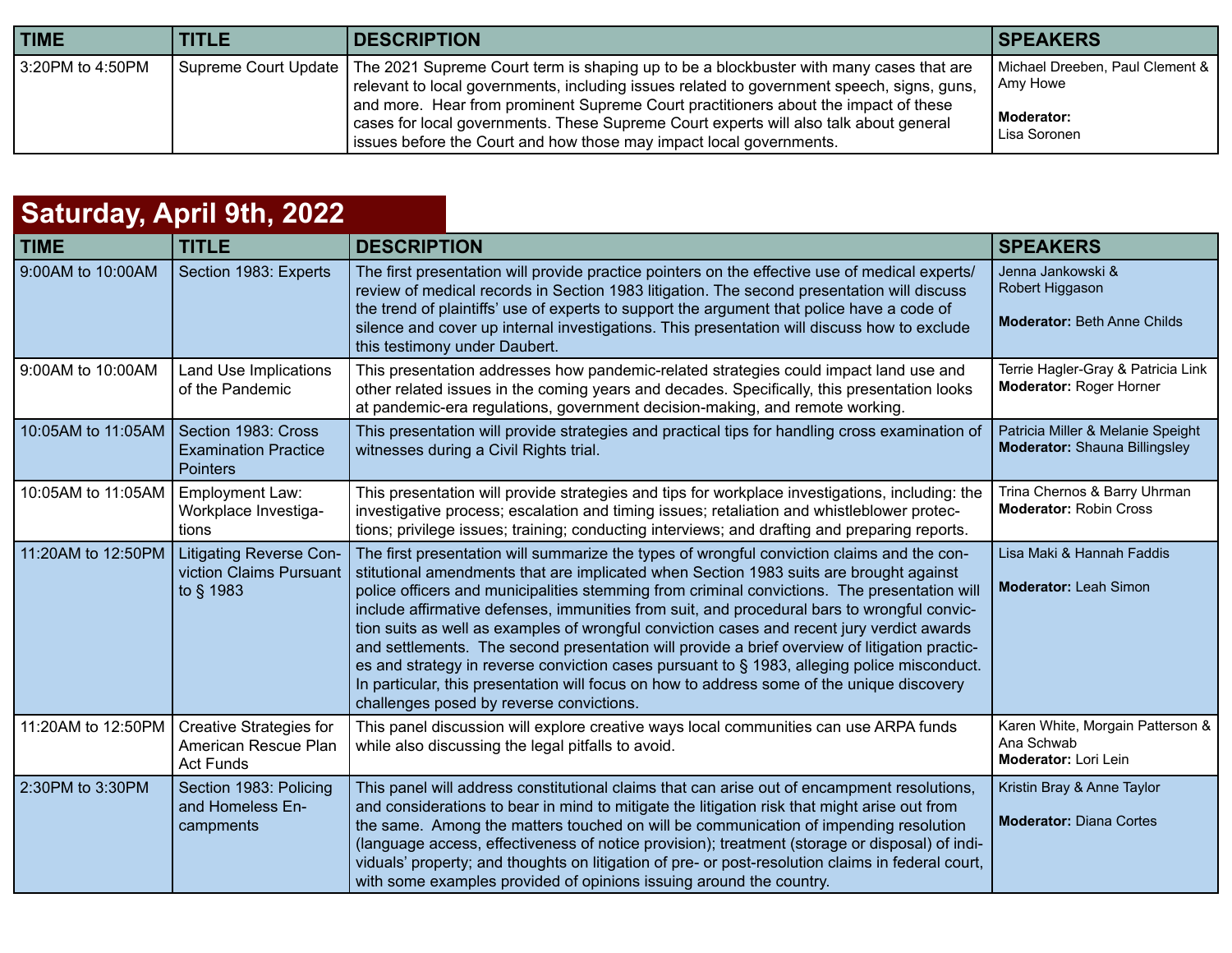| TIME | TITLE | DESCRIPTION | SPEAKERS |
|---|---|---|---|
| 3:20PM to 4:50PM | Supreme Court Update | The 2021 Supreme Court term is shaping up to be a blockbuster with many cases that are relevant to local governments, including issues related to government speech, signs, guns, and more. Hear from prominent Supreme Court practitioners about the impact of these cases for local governments. These Supreme Court experts will also talk about general issues before the Court and how those may impact local governments. | Michael Dreeben, Paul Clement & Amy Howe<br><br>**Moderator:**<br>Lisa Soronen |

## Saturday, April 9th, 2022

| TIME | TITLE | DESCRIPTION | SPEAKERS |
|---|---|---|---|
| 9:00AM to 10:00AM | Section 1983: Experts | The first presentation will provide practice pointers on the effective use of medical experts/ review of medical records in Section 1983 litigation. The second presentation will discuss the trend of plaintiffs' use of experts to support the argument that police have a code of silence and cover up internal investigations. This presentation will discuss how to exclude this testimony under Daubert. | Jenna Jankowski & Robert Higgason<br><br>**Moderator:** Beth Anne Childs |
| 9:00AM to 10:00AM | Land Use Implications of the Pandemic | This presentation addresses how pandemic-related strategies could impact land use and other related issues in the coming years and decades. Specifically, this presentation looks at pandemic-era regulations, government decision-making, and remote working. | Terrie Hagler-Gray & Patricia Link<br>**Moderator:** Roger Horner |
| 10:05AM to 11:05AM | Section 1983: Cross Examination Practice Pointers | This presentation will provide strategies and practical tips for handling cross examination of witnesses during a Civil Rights trial. | Patricia Miller & Melanie Speight<br>**Moderator:** Shauna Billingsley |
| 10:05AM to 11:05AM | Employment Law: Workplace Investigations | This presentation will provide strategies and tips for workplace investigations, including: the investigative process; escalation and timing issues; retaliation and whistleblower protections; privilege issues; training; conducting interviews; and drafting and preparing reports. | Trina Chernos & Barry Uhrman<br>**Moderator:** Robin Cross |
| 11:20AM to 12:50PM | Litigating Reverse Conviction Claims Pursuant to § 1983 | The first presentation will summarize the types of wrongful conviction claims and the constitutional amendments that are implicated when Section 1983 suits are brought against police officers and municipalities stemming from criminal convictions. The presentation will include affirmative defenses, immunities from suit, and procedural bars to wrongful conviction suits as well as examples of wrongful conviction cases and recent jury verdict awards and settlements. The second presentation will provide a brief overview of litigation practices and strategy in reverse conviction cases pursuant to § 1983, alleging police misconduct. In particular, this presentation will focus on how to address some of the unique discovery challenges posed by reverse convictions. | Lisa Maki & Hannah Faddis<br><br>**Moderator:** Leah Simon |
| 11:20AM to 12:50PM | Creative Strategies for American Rescue Plan Act Funds | This panel discussion will explore creative ways local communities can use ARPA funds while also discussing the legal pitfalls to avoid. | Karen White, Morgain Patterson & Ana Schwab<br>**Moderator:** Lori Lein |
| 2:30PM to 3:30PM | Section 1983: Policing and Homeless Encampments | This panel will address constitutional claims that can arise out of encampment resolutions, and considerations to bear in mind to mitigate the litigation risk that might arise out from the same. Among the matters touched on will be communication of impending resolution (language access, effectiveness of notice provision); treatment (storage or disposal) of individuals' property; and thoughts on litigation of pre- or post-resolution claims in federal court, with some examples provided of opinions issuing around the country. | Kristin Bray & Anne Taylor<br><br>**Moderator:** Diana Cortes |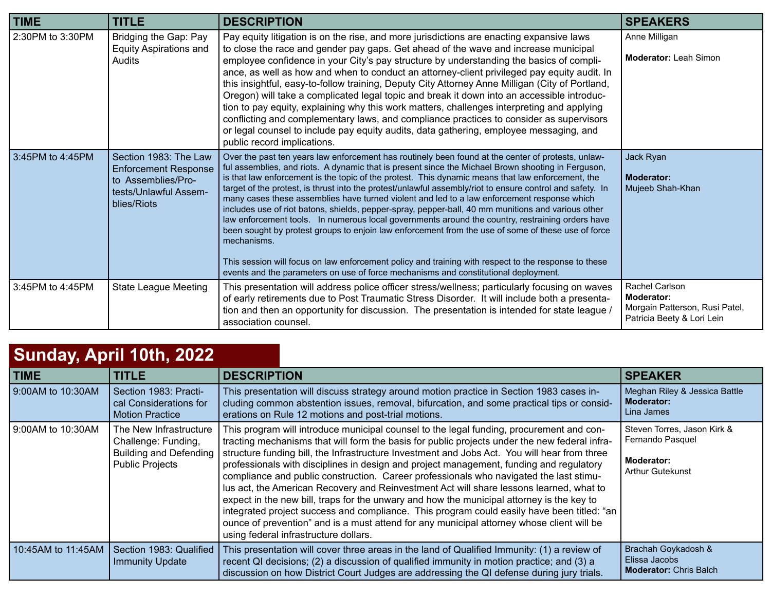| TIME | TITLE | DESCRIPTION | SPEAKERS |
|---|---|---|---|
| 2:30PM to 3:30PM | Bridging the Gap: Pay Equity Aspirations and Audits | Pay equity litigation is on the rise, and more jurisdictions are enacting expansive laws to close the race and gender pay gaps. Get ahead of the wave and increase municipal employee confidence in your City's pay structure by understanding the basics of compliance, as well as how and when to conduct an attorney-client privileged pay equity audit. In this insightful, easy-to-follow training, Deputy City Attorney Anne Milligan (City of Portland, Oregon) will take a complicated legal topic and break it down into an accessible introduction to pay equity, explaining why this work matters, challenges interpreting and applying conflicting and complementary laws, and compliance practices to consider as supervisors or legal counsel to include pay equity audits, data gathering, employee messaging, and public record implications. | Anne Milligan<br><br>**Moderator:** Leah Simon |
| 3:45PM to 4:45PM | Section 1983: The Law Enforcement Response to Assemblies/Protests/Unlawful Assemblies/Riots | Over the past ten years law enforcement has routinely been found at the center of protests, unlawful assemblies, and riots. A dynamic that is present since the Michael Brown shooting in Ferguson, is that law enforcement is the topic of the protest. This dynamic means that law enforcement, the target of the protest, is thrust into the protest/unlawful assembly/riot to ensure control and safety. In many cases these assemblies have turned violent and led to a law enforcement response which includes use of riot batons, shields, pepper-spray, pepper-ball, 40 mm munitions and various other law enforcement tools. In numerous local governments around the country, restraining orders have been sought by protest groups to enjoin law enforcement from the use of some of these use of force mechanisms.<br><br>This session will focus on law enforcement policy and training with respect to the response to these events and the parameters on use of force mechanisms and constitutional deployment. | Jack Ryan<br><br>**Moderator:**<br>Mujeeb Shah-Khan |
| 3:45PM to 4:45PM | State League Meeting | This presentation will address police officer stress/wellness; particularly focusing on waves of early retirements due to Post Traumatic Stress Disorder. It will include both a presentation and then an opportunity for discussion. The presentation is intended for state league / association counsel. | Rachel Carlson<br>**Moderator:**<br>Morgain Patterson, Rusi Patel, Patricia Beety & Lori Lein |

## Sunday, April 10th, 2022

| TIME | TITLE | DESCRIPTION | SPEAKER |
|---|---|---|---|
| 9:00AM to 10:30AM | Section 1983: Practical Considerations for Motion Practice | This presentation will discuss strategy around motion practice in Section 1983 cases including common abstention issues, removal, bifurcation, and some practical tips or considerations on Rule 12 motions and post-trial motions. | Meghan Riley & Jessica Battle<br>**Moderator:**<br>Lina James |
| 9:00AM to 10:30AM | The New Infrastructure Challenge: Funding, Building and Defending Public Projects | This program will introduce municipal counsel to the legal funding, procurement and contracting mechanisms that will form the basis for public projects under the new federal infrastructure funding bill, the Infrastructure Investment and Jobs Act. You will hear from three professionals with disciplines in design and project management, funding and regulatory compliance and public construction. Career professionals who navigated the last stimulus act, the American Recovery and Reinvestment Act will share lessons learned, what to expect in the new bill, traps for the unwary and how the municipal attorney is the key to integrated project success and compliance. This program could easily have been titled: "an ounce of prevention" and is a must attend for any municipal attorney whose client will be using federal infrastructure dollars. | Steven Torres, Jason Kirk & Fernando Pasquel<br><br>**Moderator:**<br>Arthur Gutekunst |
| 10:45AM to 11:45AM | Section 1983: Qualified Immunity Update | This presentation will cover three areas in the land of Qualified Immunity: (1) a review of recent QI decisions; (2) a discussion of qualified immunity in motion practice; and (3) a discussion on how District Court Judges are addressing the QI defense during jury trials. | Brachah Goykadosh & Elissa Jacobs<br>**Moderator:** Chris Balch |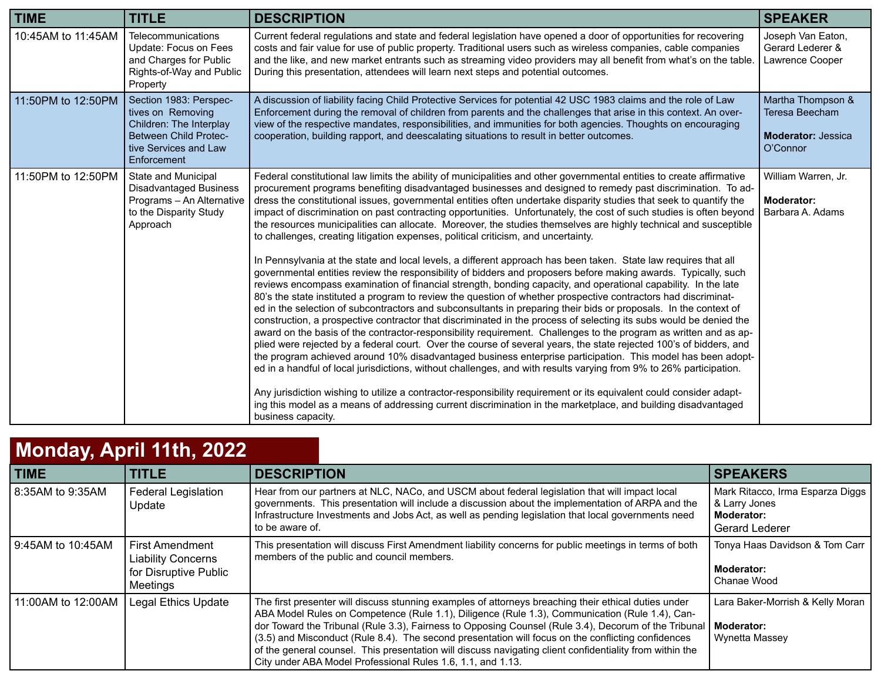| TIME | TITLE | DESCRIPTION | SPEAKER |
|---|---|---|---|
| 10:45AM to 11:45AM | Telecommunications Update: Focus on Fees and Charges for Public Rights-of-Way and Public Property | Current federal regulations and state and federal legislation have opened a door of opportunities for recovering costs and fair value for use of public property. Traditional users such as wireless companies, cable companies and the like, and new market entrants such as streaming video providers may all benefit from what's on the table. During this presentation, attendees will learn next steps and potential outcomes. | Joseph Van Eaton, Gerard Lederer & Lawrence Cooper |
| 11:50PM to 12:50PM | Section 1983: Perspectives on Removing Children: The Interplay Between Child Protective Services and Law Enforcement | A discussion of liability facing Child Protective Services for potential 42 USC 1983 claims and the role of Law Enforcement during the removal of children from parents and the challenges that arise in this context. An overview of the respective mandates, responsibilities, and immunities for both agencies. Thoughts on encouraging cooperation, building rapport, and deescalating situations to result in better outcomes. | Martha Thompson & Teresa Beecham<br><br>**Moderator:** Jessica O'Connor |
| 11:50PM to 12:50PM | State and Municipal Disadvantaged Business Programs – An Alternative to the Disparity Study Approach | Federal constitutional law limits the ability of municipalities and other governmental entities to create affirmative procurement programs benefiting disadvantaged businesses and designed to remedy past discrimination. To address the constitutional issues, governmental entities often undertake disparity studies that seek to quantify the impact of discrimination on past contracting opportunities. Unfortunately, the cost of such studies is often beyond the resources municipalities can allocate. Moreover, the studies themselves are highly technical and susceptible to challenges, creating litigation expenses, political criticism, and uncertainty.<br><br>In Pennsylvania at the state and local levels, a different approach has been taken. State law requires that all governmental entities review the responsibility of bidders and proposers before making awards. Typically, such reviews encompass examination of financial strength, bonding capacity, and operational capability. In the late 80's the state instituted a program to review the question of whether prospective contractors had discriminated in the selection of subcontractors and subconsultants in preparing their bids or proposals. In the context of construction, a prospective contractor that discriminated in the process of selecting its subs would be denied the award on the basis of the contractor-responsibility requirement. Challenges to the program as written and as applied were rejected by a federal court. Over the course of several years, the state rejected 100's of bidders, and the program achieved around 10% disadvantaged business enterprise participation. This model has been adopted in a handful of local jurisdictions, without challenges, and with results varying from 9% to 26% participation.<br><br>Any jurisdiction wishing to utilize a contractor-responsibility requirement or its equivalent could consider adapting this model as a means of addressing current discrimination in the marketplace, and building disadvantaged business capacity. | William Warren, Jr.<br><br>**Moderator:** Barbara A. Adams |

## Monday, April 11th, 2022

| TIME | TITLE | DESCRIPTION | SPEAKERS |
|---|---|---|---|
| 8:35AM to 9:35AM | Federal Legislation Update | Hear from our partners at NLC, NACo, and USCM about federal legislation that will impact local governments. This presentation will include a discussion about the implementation of ARPA and the Infrastructure Investments and Jobs Act, as well as pending legislation that local governments need to be aware of. | Mark Ritacco, Irma Esparza Diggs & Larry Jones<br>**Moderator:**<br>Gerard Lederer |
| 9:45AM to 10:45AM | First Amendment Liability Concerns for Disruptive Public Meetings | This presentation will discuss First Amendment liability concerns for public meetings in terms of both members of the public and council members. | Tonya Haas Davidson & Tom Carr<br><br>**Moderator:**<br>Chanae Wood |
| 11:00AM to 12:00AM | Legal Ethics Update | The first presenter will discuss stunning examples of attorneys breaching their ethical duties under ABA Model Rules on Competence (Rule 1.1), Diligence (Rule 1.3), Communication (Rule 1.4), Candor Toward the Tribunal (Rule 3.3), Fairness to Opposing Counsel (Rule 3.4), Decorum of the Tribunal (3.5) and Misconduct (Rule 8.4). The second presentation will focus on the conflicting confidences of the general counsel. This presentation will discuss navigating client confidentiality from within the City under ABA Model Professional Rules 1.6, 1.1, and 1.13. | Lara Baker-Morrish & Kelly Moran<br><br>**Moderator:**<br>Wynetta Massey |